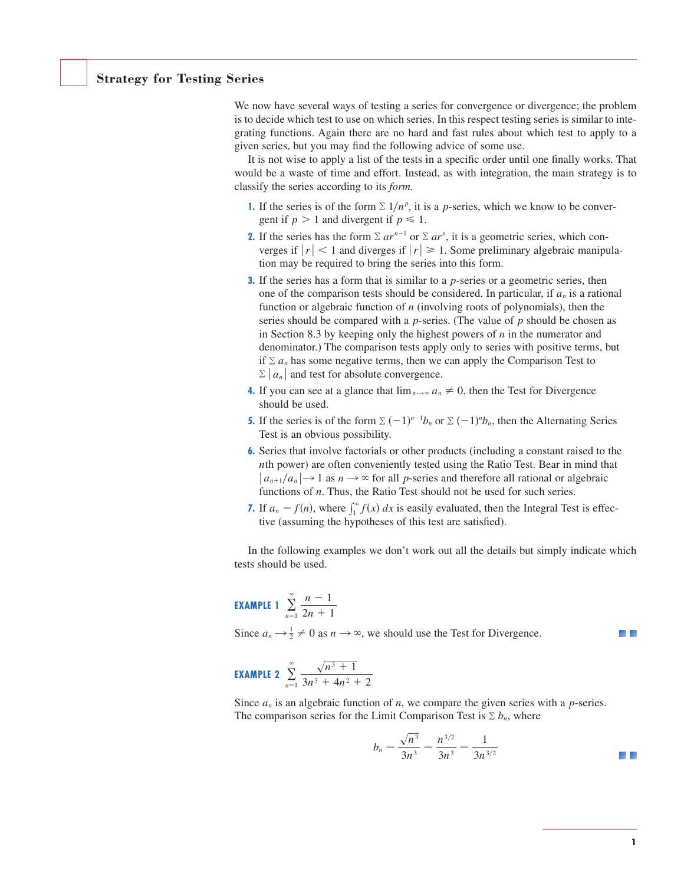## Strategy for Testing Series

We now have several ways of testing a series for convergence or divergence; the problem is to decide which test to use on which series. In this respect testing series is similar to integrating functions. Again there are no hard and fast rules about which test to apply to a given series, but you may find the following advice of some use.

It is not wise to apply a list of the tests in a specific order until one finally works. That would be a waste of time and effort. Instead, as with integration, the main strategy is to classify the series according to its *form*.

1. If the series is of the form $\Sigma\, 1/n^p$, it is a $p$-series, which we know to be convergent if $p > 1$ and divergent if $p \leqslant 1$.
2. If the series has the form $\Sigma\, ar^{n-1}$ or $\Sigma\, ar^n$, it is a geometric series, which converges if $|r| < 1$ and diverges if $|r| \geqslant 1$. Some preliminary algebraic manipulation may be required to bring the series into this form.
3. If the series has a form that is similar to a $p$-series or a geometric series, then one of the comparison tests should be considered. In particular, if $a_n$ is a rational function or algebraic function of $n$ (involving roots of polynomials), then the series should be compared with a $p$-series. (The value of $p$ should be chosen as in Section 8.3 by keeping only the highest powers of $n$ in the numerator and denominator.) The comparison tests apply only to series with positive terms, but if $\Sigma\, a_n$ has some negative terms, then we can apply the Comparison Test to $\Sigma\, |a_n|$ and test for absolute convergence.
4. If you can see at a glance that $\lim_{n\to\infty} a_n \neq 0$, then the Test for Divergence should be used.
5. If the series is of the form $\Sigma\, (-1)^{n-1} b_n$ or $\Sigma\, (-1)^n b_n$, then the Alternating Series Test is an obvious possibility.
6. Series that involve factorials or other products (including a constant raised to the $n$th power) are often conveniently tested using the Ratio Test. Bear in mind that $|a_{n+1}/a_n| \to 1$ as $n \to \infty$ for all $p$-series and therefore all rational or algebraic functions of $n$. Thus, the Ratio Test should not be used for such series.
7. If $a_n = f(n)$, where $\int_1^\infty f(x)\, dx$ is easily evaluated, then the Integral Test is effective (assuming the hypotheses of this test are satisfied).

In the following examples we don't work out all the details but simply indicate which tests should be used.

**EXAMPLE 1** $\displaystyle\sum_{n=1}^{\infty} \frac{n-1}{2n+1}$

Since $a_n \to \frac{1}{2} \neq 0$ as $n \to \infty$, we should use the Test for Divergence.

**EXAMPLE 2** $\displaystyle\sum_{n=1}^{\infty} \frac{\sqrt{n^3+1}}{3n^3+4n^2+2}$

Since $a_n$ is an algebraic function of $n$, we compare the given series with a $p$-series. The comparison series for the Limit Comparison Test is $\Sigma\, b_n$, where

$$b_n = \frac{\sqrt{n^3}}{3n^3} = \frac{n^{3/2}}{3n^3} = \frac{1}{3n^{3/2}}$$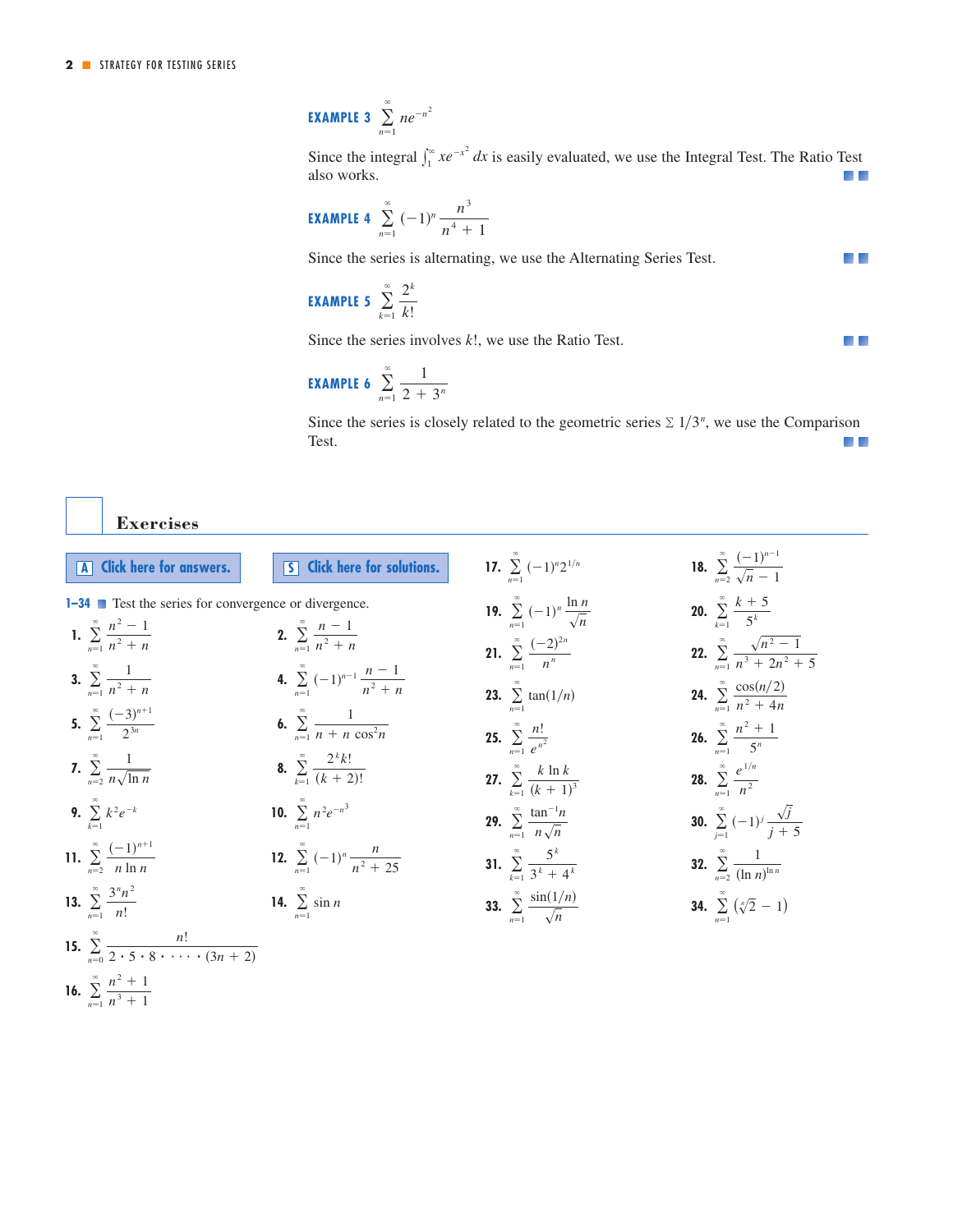**EXAMPLE 3** $\displaystyle\sum_{n=1}^{\infty} ne^{-n^2}$

Since the integral $\int_1^\infty xe^{-x^2}\,dx$ is easily evaluated, we use the Integral Test. The Ratio Test also works.

**EXAMPLE 4** $\displaystyle\sum_{n=1}^{\infty} (-1)^n \frac{n^3}{n^4+1}$

Since the series is alternating, we use the Alternating Series Test.

**EXAMPLE 5** $\displaystyle\sum_{k=1}^{\infty} \frac{2^k}{k!}$

Since the series involves $k!$, we use the Ratio Test.

**EXAMPLE 6** $\displaystyle\sum_{n=1}^{\infty} \frac{1}{2+3^n}$

Since the series is closely related to the geometric series $\sum 1/3^n$, we use the Comparison Test.

## Exercises

Click here for answers. Click here for solutions.

**1–34** Test the series for convergence or divergence.

1. $\displaystyle\sum_{n=1}^{\infty} \frac{n^2-1}{n^2+n}$

2. $\displaystyle\sum_{n=1}^{\infty} \frac{n-1}{n^2+n}$

3. $\displaystyle\sum_{n=1}^{\infty} \frac{1}{n^2+n}$

4. $\displaystyle\sum_{n=1}^{\infty} (-1)^{n-1} \frac{n-1}{n^2+n}$

5. $\displaystyle\sum_{n=1}^{\infty} \frac{(-3)^{n+1}}{2^{3n}}$

6. $\displaystyle\sum_{n=1}^{\infty} \frac{1}{n+n\cos^2 n}$

7. $\displaystyle\sum_{n=2}^{\infty} \frac{1}{n\sqrt{\ln n}}$

8. $\displaystyle\sum_{k=1}^{\infty} \frac{2^k k!}{(k+2)!}$

9. $\displaystyle\sum_{k=1}^{\infty} k^2 e^{-k}$

10. $\displaystyle\sum_{n=1}^{\infty} n^2 e^{-n^3}$

11. $\displaystyle\sum_{n=2}^{\infty} \frac{(-1)^{n+1}}{n \ln n}$

12. $\displaystyle\sum_{n=1}^{\infty} (-1)^n \frac{n}{n^2+25}$

13. $\displaystyle\sum_{n=1}^{\infty} \frac{3^n n^2}{n!}$

14. $\displaystyle\sum_{n=1}^{\infty} \sin n$

15. $\displaystyle\sum_{n=0}^{\infty} \frac{n!}{2\cdot 5\cdot 8\cdot \cdots \cdot (3n+2)}$

16. $\displaystyle\sum_{n=1}^{\infty} \frac{n^2+1}{n^3+1}$

17. $\displaystyle\sum_{n=1}^{\infty} (-1)^n 2^{1/n}$

18. $\displaystyle\sum_{n=2}^{\infty} \frac{(-1)^{n-1}}{\sqrt{n}-1}$

19. $\displaystyle\sum_{n=1}^{\infty} (-1)^n \frac{\ln n}{\sqrt{n}}$

20. $\displaystyle\sum_{k=1}^{\infty} \frac{k+5}{5^k}$

21. $\displaystyle\sum_{n=1}^{\infty} \frac{(-2)^{2n}}{n^n}$

22. $\displaystyle\sum_{n=1}^{\infty} \frac{\sqrt{n^2-1}}{n^3+2n^2+5}$

23. $\displaystyle\sum_{n=1}^{\infty} \tan(1/n)$

24. $\displaystyle\sum_{n=1}^{\infty} \frac{\cos(n/2)}{n^2+4n}$

25. $\displaystyle\sum_{n=1}^{\infty} \frac{n!}{e^{n^2}}$

26. $\displaystyle\sum_{n=1}^{\infty} \frac{n^2+1}{5^n}$

27. $\displaystyle\sum_{k=1}^{\infty} \frac{k\ln k}{(k+1)^3}$

28. $\displaystyle\sum_{n=1}^{\infty} \frac{e^{1/n}}{n^2}$

29. $\displaystyle\sum_{n=1}^{\infty} \frac{\tan^{-1} n}{n\sqrt{n}}$

30. $\displaystyle\sum_{j=1}^{\infty} (-1)^j \frac{\sqrt{j}}{j+5}$

31. $\displaystyle\sum_{k=1}^{\infty} \frac{5^k}{3^k+4^k}$

32. $\displaystyle\sum_{n=2}^{\infty} \frac{1}{(\ln n)^{\ln n}}$

33. $\displaystyle\sum_{n=1}^{\infty} \frac{\sin(1/n)}{\sqrt{n}}$

34. $\displaystyle\sum_{n=1}^{\infty} \left(\sqrt[n]{2}-1\right)$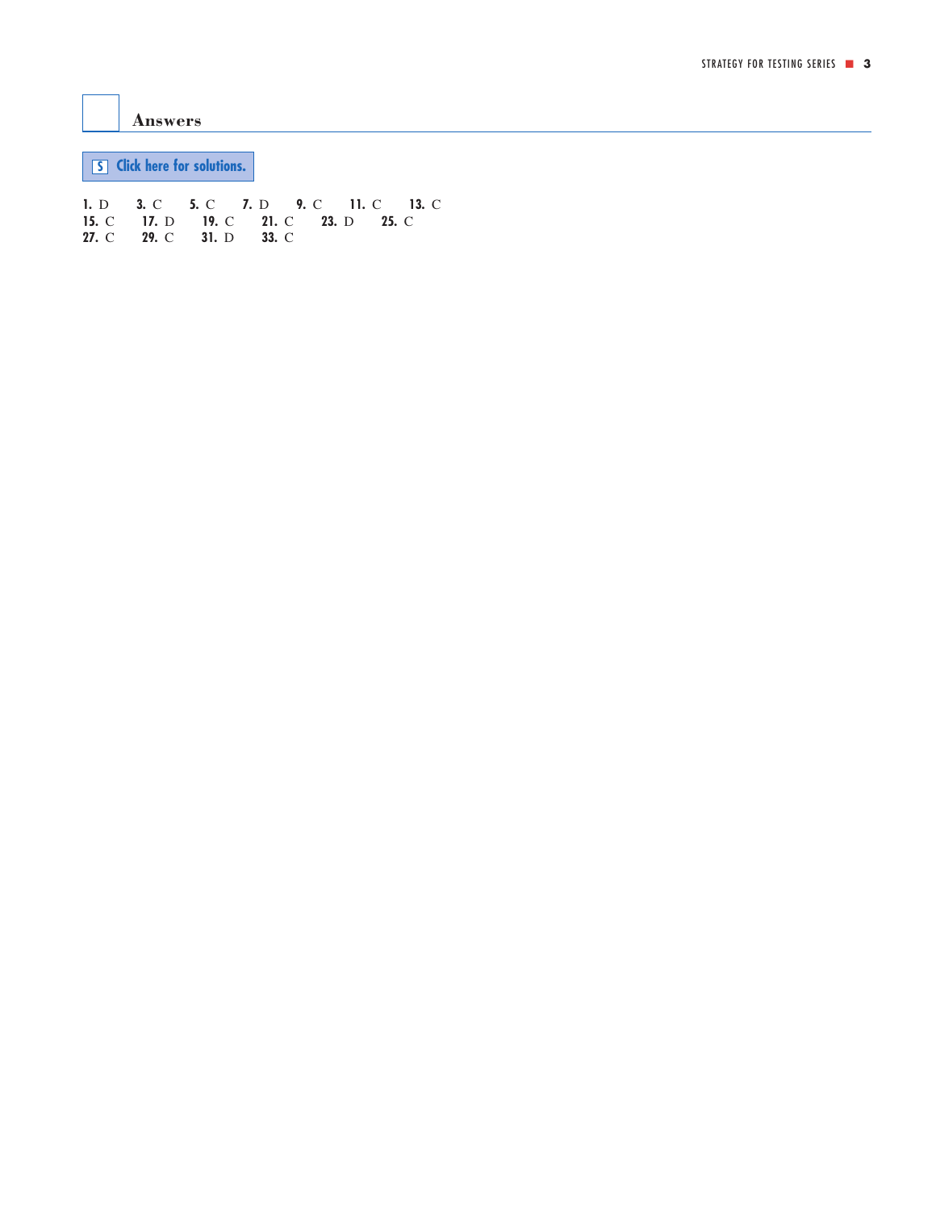## Answers

S Click here for solutions.

**1.** D **3.** C **5.** C **7.** D **9.** C **11.** C **13.** C
**15.** C **17.** D **19.** C **21.** C **23.** D **25.** C
**27.** C **29.** C **31.** D **33.** C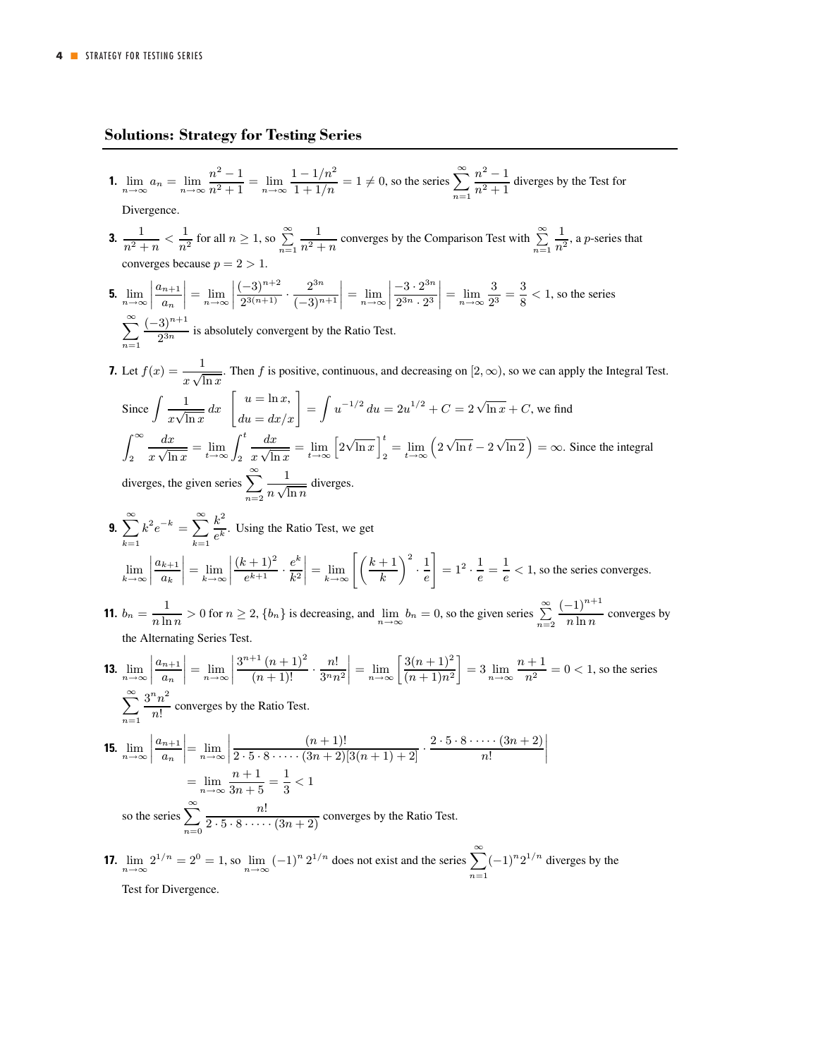## Solutions: Strategy for Testing Series

**1.** $\lim_{n\to\infty} a_n = \lim_{n\to\infty} \frac{n^2-1}{n^2+1} = \lim_{n\to\infty} \frac{1-1/n^2}{1+1/n} = 1 \neq 0$, so the series $\sum_{n=1}^{\infty} \frac{n^2-1}{n^2+1}$ diverges by the Test for Divergence.

**3.** $\frac{1}{n^2+n} < \frac{1}{n^2}$ for all $n \geq 1$, so $\sum_{n=1}^{\infty} \frac{1}{n^2+n}$ converges by the Comparison Test with $\sum_{n=1}^{\infty} \frac{1}{n^2}$, a $p$-series that converges because $p = 2 > 1$.

**5.** $\lim_{n\to\infty} \left|\frac{a_{n+1}}{a_n}\right| = \lim_{n\to\infty} \left|\frac{(-3)^{n+2}}{2^{3(n+1)}} \cdot \frac{2^{3n}}{(-3)^{n+1}}\right| = \lim_{n\to\infty} \left|\frac{-3 \cdot 2^{3n}}{2^{3n} \cdot 2^3}\right| = \lim_{n\to\infty} \frac{3}{2^3} = \frac{3}{8} < 1$, so the series $\sum_{n=1}^{\infty} \frac{(-3)^{n+1}}{2^{3n}}$ is absolutely convergent by the Ratio Test.

**7.** Let $f(x) = \frac{1}{x\sqrt{\ln x}}$. Then $f$ is positive, continuous, and decreasing on $[2, \infty)$, so we can apply the Integral Test. Since $\int \frac{1}{x\sqrt{\ln x}}\,dx \quad \begin{bmatrix} u = \ln x, \\ du = dx/x \end{bmatrix} = \int u^{-1/2}\,du = 2u^{1/2} + C = 2\sqrt{\ln x} + C$, we find $\int_2^{\infty} \frac{dx}{x\sqrt{\ln x}} = \lim_{t\to\infty} \int_2^t \frac{dx}{x\sqrt{\ln x}} = \lim_{t\to\infty} \left[2\sqrt{\ln x}\right]_2^t = \lim_{t\to\infty} \left(2\sqrt{\ln t} - 2\sqrt{\ln 2}\right) = \infty$. Since the integral diverges, the given series $\sum_{n=2}^{\infty} \frac{1}{n\sqrt{\ln n}}$ diverges.

**9.** $\sum_{k=1}^{\infty} k^2 e^{-k} = \sum_{k=1}^{\infty} \frac{k^2}{e^k}$. Using the Ratio Test, we get

$\lim_{k\to\infty} \left|\frac{a_{k+1}}{a_k}\right| = \lim_{k\to\infty} \left|\frac{(k+1)^2}{e^{k+1}} \cdot \frac{e^k}{k^2}\right| = \lim_{k\to\infty} \left[\left(\frac{k+1}{k}\right)^2 \cdot \frac{1}{e}\right] = 1^2 \cdot \frac{1}{e} = \frac{1}{e} < 1$, so the series converges.

**11.** $b_n = \frac{1}{n\ln n} > 0$ for $n \geq 2$, $\{b_n\}$ is decreasing, and $\lim_{n\to\infty} b_n = 0$, so the given series $\sum_{n=2}^{\infty} \frac{(-1)^{n+1}}{n\ln n}$ converges by the Alternating Series Test.

**13.** $\lim_{n\to\infty} \left|\frac{a_{n+1}}{a_n}\right| = \lim_{n\to\infty} \left|\frac{3^{n+1}(n+1)^2}{(n+1)!} \cdot \frac{n!}{3^n n^2}\right| = \lim_{n\to\infty} \left[\frac{3(n+1)^2}{(n+1)n^2}\right] = 3\lim_{n\to\infty} \frac{n+1}{n^2} = 0 < 1$, so the series $\sum_{n=1}^{\infty} \frac{3^n n^2}{n!}$ converges by the Ratio Test.

**15.**
$$\lim_{n\to\infty} \left|\frac{a_{n+1}}{a_n}\right| = \lim_{n\to\infty} \left|\frac{(n+1)!}{2 \cdot 5 \cdot 8 \cdot \cdots \cdot (3n+2)[3(n+1)+2]} \cdot \frac{2 \cdot 5 \cdot 8 \cdot \cdots \cdot (3n+2)}{n!}\right|$$
$$= \lim_{n\to\infty} \frac{n+1}{3n+5} = \frac{1}{3} < 1$$

so the series $\sum_{n=0}^{\infty} \frac{n!}{2 \cdot 5 \cdot 8 \cdot \cdots \cdot (3n+2)}$ converges by the Ratio Test.

**17.** $\lim_{n\to\infty} 2^{1/n} = 2^0 = 1$, so $\lim_{n\to\infty} (-1)^n 2^{1/n}$ does not exist and the series $\sum_{n=1}^{\infty} (-1)^n 2^{1/n}$ diverges by the Test for Divergence.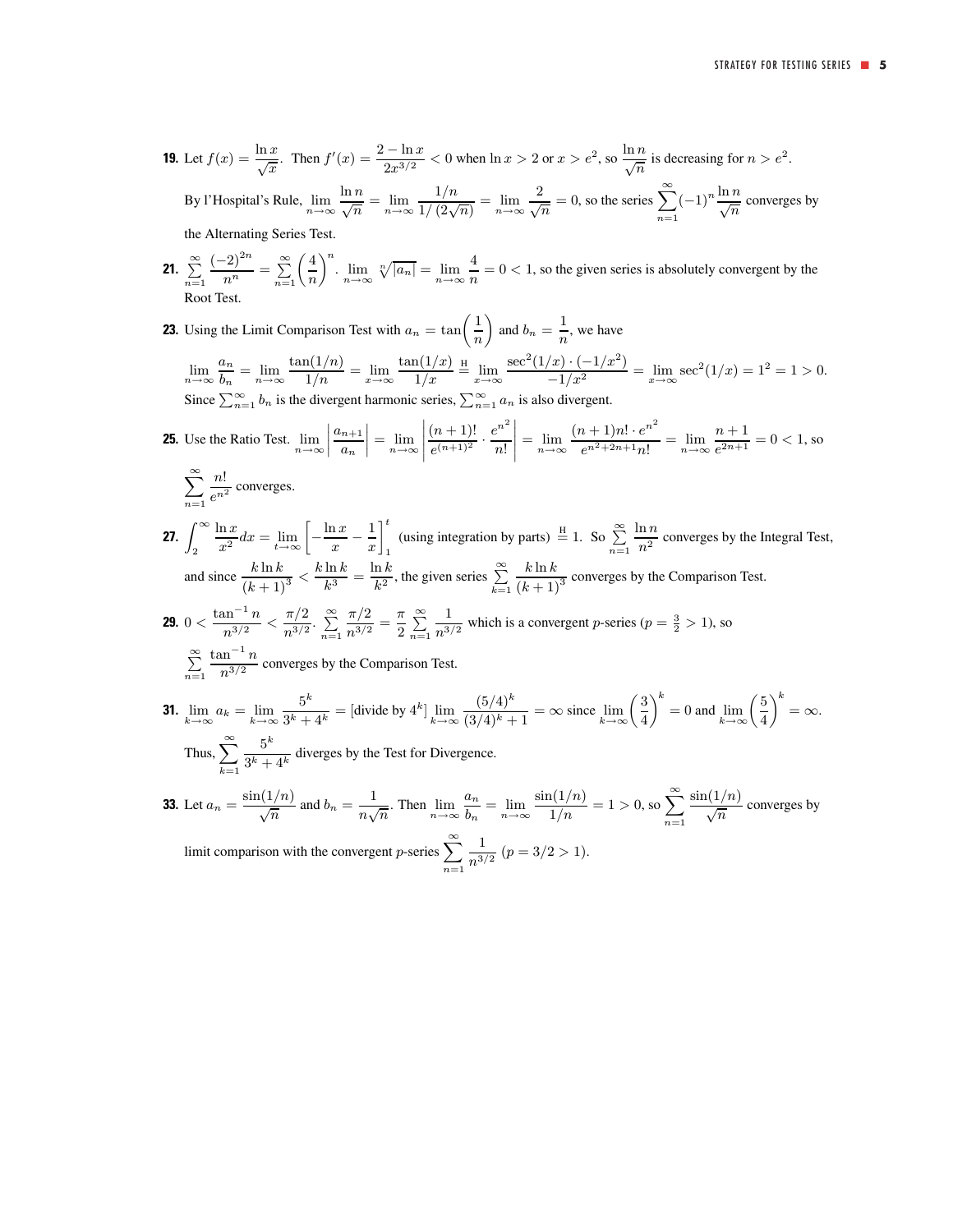**19.** Let $f(x) = \dfrac{\ln x}{\sqrt{x}}$. Then $f'(x) = \dfrac{2 - \ln x}{2x^{3/2}} < 0$ when $\ln x > 2$ or $x > e^2$, so $\dfrac{\ln n}{\sqrt{n}}$ is decreasing for $n > e^2$.

By l'Hospital's Rule, $\displaystyle\lim_{n\to\infty} \frac{\ln n}{\sqrt{n}} = \lim_{n\to\infty} \frac{1/n}{1/(2\sqrt{n})} = \lim_{n\to\infty} \frac{2}{\sqrt{n}} = 0$, so the series $\displaystyle\sum_{n=1}^{\infty} (-1)^n \frac{\ln n}{\sqrt{n}}$ converges by the Alternating Series Test.

**21.** $\displaystyle\sum_{n=1}^{\infty} \frac{(-2)^{2n}}{n^n} = \sum_{n=1}^{\infty} \left(\frac{4}{n}\right)^n$. $\displaystyle\lim_{n\to\infty} \sqrt[n]{|a_n|} = \lim_{n\to\infty} \frac{4}{n} = 0 < 1$, so the given series is absolutely convergent by the Root Test.

**23.** Using the Limit Comparison Test with $a_n = \tan\left(\dfrac{1}{n}\right)$ and $b_n = \dfrac{1}{n}$, we have

$$\lim_{n\to\infty} \frac{a_n}{b_n} = \lim_{n\to\infty} \frac{\tan(1/n)}{1/n} = \lim_{x\to\infty} \frac{\tan(1/x)}{1/x} \overset{\text{H}}{=} \lim_{x\to\infty} \frac{\sec^2(1/x) \cdot (-1/x^2)}{-1/x^2} = \lim_{x\to\infty} \sec^2(1/x) = 1^2 = 1 > 0.$$

Since $\sum_{n=1}^{\infty} b_n$ is the divergent harmonic series, $\sum_{n=1}^{\infty} a_n$ is also divergent.

**25.** Use the Ratio Test. $\displaystyle\lim_{n\to\infty} \left|\frac{a_{n+1}}{a_n}\right| = \lim_{n\to\infty} \left|\frac{(n+1)!}{e^{(n+1)^2}} \cdot \frac{e^{n^2}}{n!}\right| = \lim_{n\to\infty} \frac{(n+1)n! \cdot e^{n^2}}{e^{n^2+2n+1} n!} = \lim_{n\to\infty} \frac{n+1}{e^{2n+1}} = 0 < 1$, so $\displaystyle\sum_{n=1}^{\infty} \frac{n!}{e^{n^2}}$ converges.

**27.** $\displaystyle\int_2^{\infty} \frac{\ln x}{x^2} dx = \lim_{t\to\infty} \left[-\frac{\ln x}{x} - \frac{1}{x}\right]_1^t$ (using integration by parts) $\overset{\text{H}}{=} 1$. So $\displaystyle\sum_{n=1}^{\infty} \frac{\ln n}{n^2}$ converges by the Integral Test, and since $\dfrac{k \ln k}{(k+1)^3} < \dfrac{k \ln k}{k^3} = \dfrac{\ln k}{k^2}$, the given series $\displaystyle\sum_{k=1}^{\infty} \frac{k \ln k}{(k+1)^3}$ converges by the Comparison Test.

**29.** $0 < \dfrac{\tan^{-1} n}{n^{3/2}} < \dfrac{\pi/2}{n^{3/2}}$. $\displaystyle\sum_{n=1}^{\infty} \frac{\pi/2}{n^{3/2}} = \frac{\pi}{2} \sum_{n=1}^{\infty} \frac{1}{n^{3/2}}$ which is a convergent $p$-series ($p = \frac{3}{2} > 1$), so $\displaystyle\sum_{n=1}^{\infty} \frac{\tan^{-1} n}{n^{3/2}}$ converges by the Comparison Test.

**31.** $\displaystyle\lim_{k\to\infty} a_k = \lim_{k\to\infty} \frac{5^k}{3^k + 4^k} = [\text{divide by } 4^k] \lim_{k\to\infty} \frac{(5/4)^k}{(3/4)^k + 1} = \infty$ since $\displaystyle\lim_{k\to\infty} \left(\frac{3}{4}\right)^k = 0$ and $\displaystyle\lim_{k\to\infty} \left(\frac{5}{4}\right)^k = \infty$.

Thus, $\displaystyle\sum_{k=1}^{\infty} \frac{5^k}{3^k + 4^k}$ diverges by the Test for Divergence.

**33.** Let $a_n = \dfrac{\sin(1/n)}{\sqrt{n}}$ and $b_n = \dfrac{1}{n\sqrt{n}}$. Then $\displaystyle\lim_{n\to\infty} \frac{a_n}{b_n} = \lim_{n\to\infty} \frac{\sin(1/n)}{1/n} = 1 > 0$, so $\displaystyle\sum_{n=1}^{\infty} \frac{\sin(1/n)}{\sqrt{n}}$ converges by limit comparison with the convergent $p$-series $\displaystyle\sum_{n=1}^{\infty} \frac{1}{n^{3/2}}$ ($p = 3/2 > 1$).